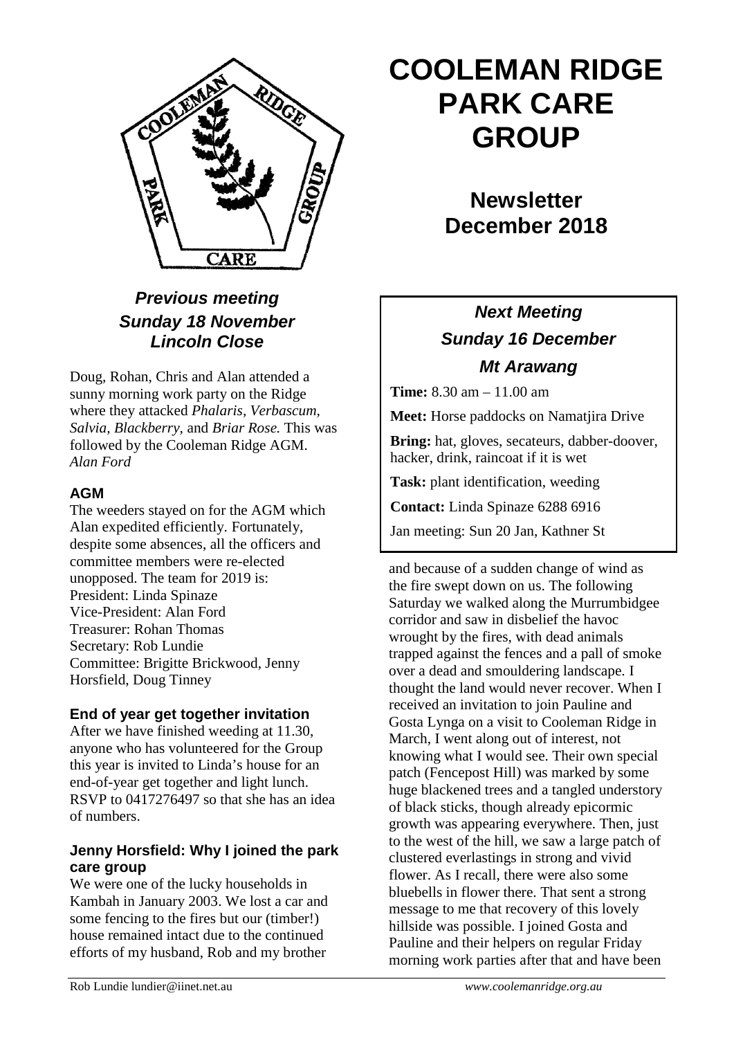# COOLEMAN RIDGE PARK CARE GROUP

## Newsletter December 2018

### *Previous meeting Sunday 18 November Lincoln Close*

Doug, Rohan, Chris and Alan attended a sunny morning work party on the Ridge where they attacked *Phalaris*, *Verbascum*, *Salvia*, *Blackberry*, and *Briar Rose.* This was followed by the Cooleman Ridge AGM.
*Alan Ford*

### AGM

The weeders stayed on for the AGM which Alan expedited efficiently. Fortunately, despite some absences, all the officers and committee members were re-elected unopposed. The team for 2019 is:
President: Linda Spinaze
Vice-President: Alan Ford
Treasurer: Rohan Thomas
Secretary: Rob Lundie
Committee: Brigitte Brickwood, Jenny Horsfield, Doug Tinney

### End of year get together invitation

After we have finished weeding at 11.30, anyone who has volunteered for the Group this year is invited to Linda's house for an end-of-year get together and light lunch. RSVP to 0417276497 so that she has an idea of numbers.

### Jenny Horsfield: Why I joined the park care group

We were one of the lucky households in Kambah in January 2003. We lost a car and some fencing to the fires but our (timber!) house remained intact due to the continued efforts of my husband, Rob and my brother and because of a sudden change of wind as the fire swept down on us. The following Saturday we walked along the Murrumbidgee corridor and saw in disbelief the havoc wrought by the fires, with dead animals trapped against the fences and a pall of smoke over a dead and smouldering landscape. I thought the land would never recover. When I received an invitation to join Pauline and Gosta Lynga on a visit to Cooleman Ridge in March, I went along out of interest, not knowing what I would see. Their own special patch (Fencepost Hill) was marked by some huge blackened trees and a tangled understory of black sticks, though already epicormic growth was appearing everywhere. Then, just to the west of the hill, we saw a large patch of clustered everlastings in strong and vivid flower. As I recall, there were also some bluebells in flower there. That sent a strong message to me that recovery of this lovely hillside was possible. I joined Gosta and Pauline and their helpers on regular Friday morning work parties after that and have been

### *Next Meeting Sunday 16 December Mt Arawang*

**Time:** 8.30 am – 11.00 am

**Meet:** Horse paddocks on Namatjira Drive

**Bring:** hat, gloves, secateurs, dabber-doover, hacker, drink, raincoat if it is wet

**Task:** plant identification, weeding

**Contact:** Linda Spinaze 6288 6916

Jan meeting: Sun 20 Jan, Kathner St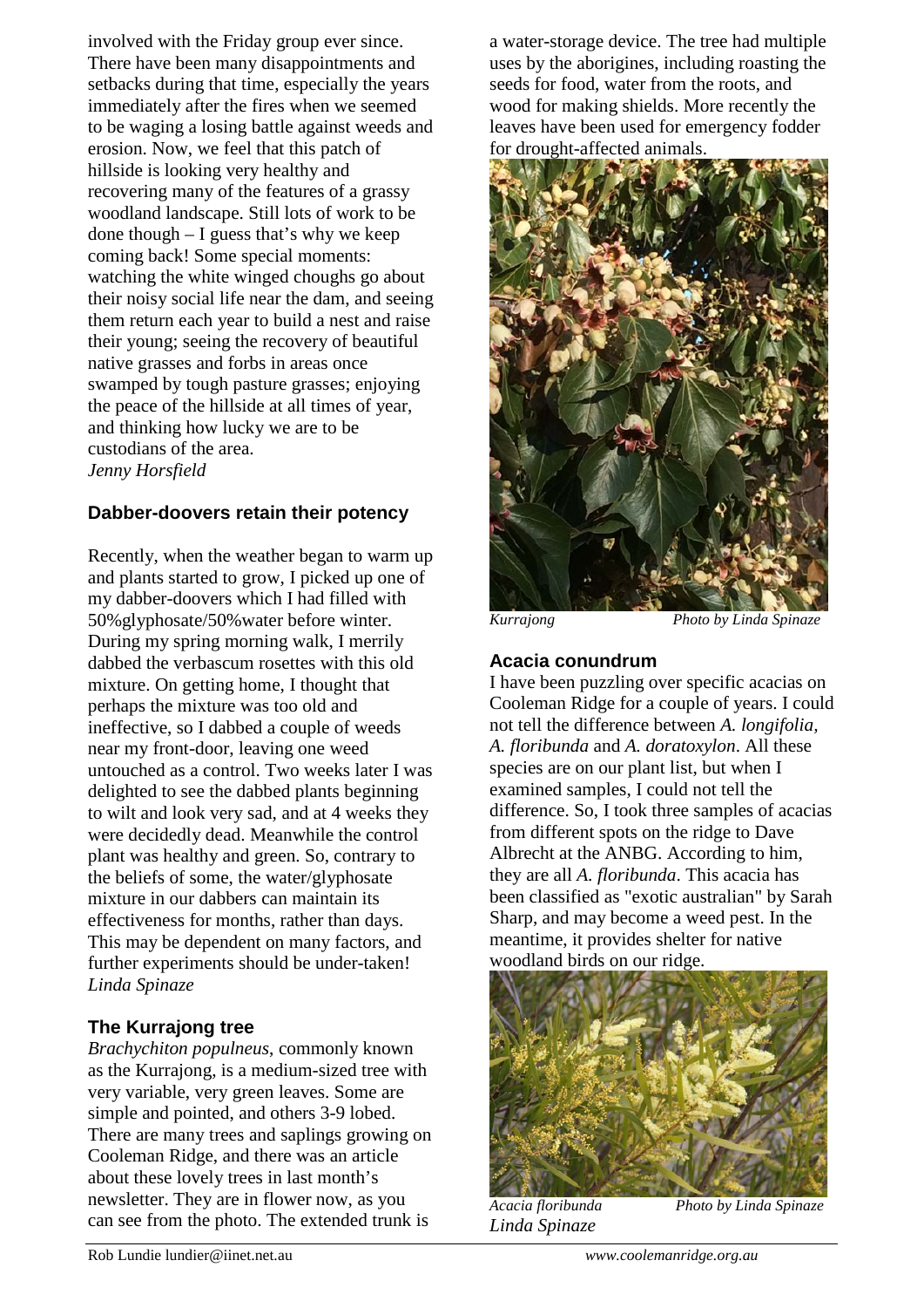involved with the Friday group ever since. There have been many disappointments and setbacks during that time, especially the years immediately after the fires when we seemed to be waging a losing battle against weeds and erosion. Now, we feel that this patch of hillside is looking very healthy and recovering many of the features of a grassy woodland landscape. Still lots of work to be done though – I guess that's why we keep coming back! Some special moments: watching the white winged choughs go about their noisy social life near the dam, and seeing them return each year to build a nest and raise their young; seeing the recovery of beautiful native grasses and forbs in areas once swamped by tough pasture grasses; enjoying the peace of the hillside at all times of year, and thinking how lucky we are to be custodians of the area.
*Jenny Horsfield*

### Dabber-doovers retain their potency

Recently, when the weather began to warm up and plants started to grow, I picked up one of my dabber-doovers which I had filled with 50%glyphosate/50%water before winter. During my spring morning walk, I merrily dabbed the verbascum rosettes with this old mixture. On getting home, I thought that perhaps the mixture was too old and ineffective, so I dabbed a couple of weeds near my front-door, leaving one weed untouched as a control. Two weeks later I was delighted to see the dabbed plants beginning to wilt and look very sad, and at 4 weeks they were decidedly dead. Meanwhile the control plant was healthy and green. So, contrary to the beliefs of some, the water/glyphosate mixture in our dabbers can maintain its effectiveness for months, rather than days. This may be dependent on many factors, and further experiments should be under-taken!
*Linda Spinaze*

### The Kurrajong tree

*Brachychiton populneus*, commonly known as the Kurrajong, is a medium-sized tree with very variable, very green leaves. Some are simple and pointed, and others 3-9 lobed. There are many trees and saplings growing on Cooleman Ridge, and there was an article about these lovely trees in last month's newsletter. They are in flower now, as you can see from the photo. The extended trunk is a water-storage device. The tree had multiple uses by the aborigines, including roasting the seeds for food, water from the roots, and wood for making shields. More recently the leaves have been used for emergency fodder for drought-affected animals.

*Kurrajong* *Photo by Linda Spinaze*

### Acacia conundrum

I have been puzzling over specific acacias on Cooleman Ridge for a couple of years. I could not tell the difference between *A. longifolia*, *A. floribunda* and *A. doratoxylon*. All these species are on our plant list, but when I examined samples, I could not tell the difference. So, I took three samples of acacias from different spots on the ridge to Dave Albrecht at the ANBG. According to him, they are all *A. floribunda*. This acacia has been classified as "exotic australian" by Sarah Sharp, and may become a weed pest. In the meantime, it provides shelter for native woodland birds on our ridge.

*Acacia floribunda* *Photo by Linda Spinaze*

*Linda Spinaze*